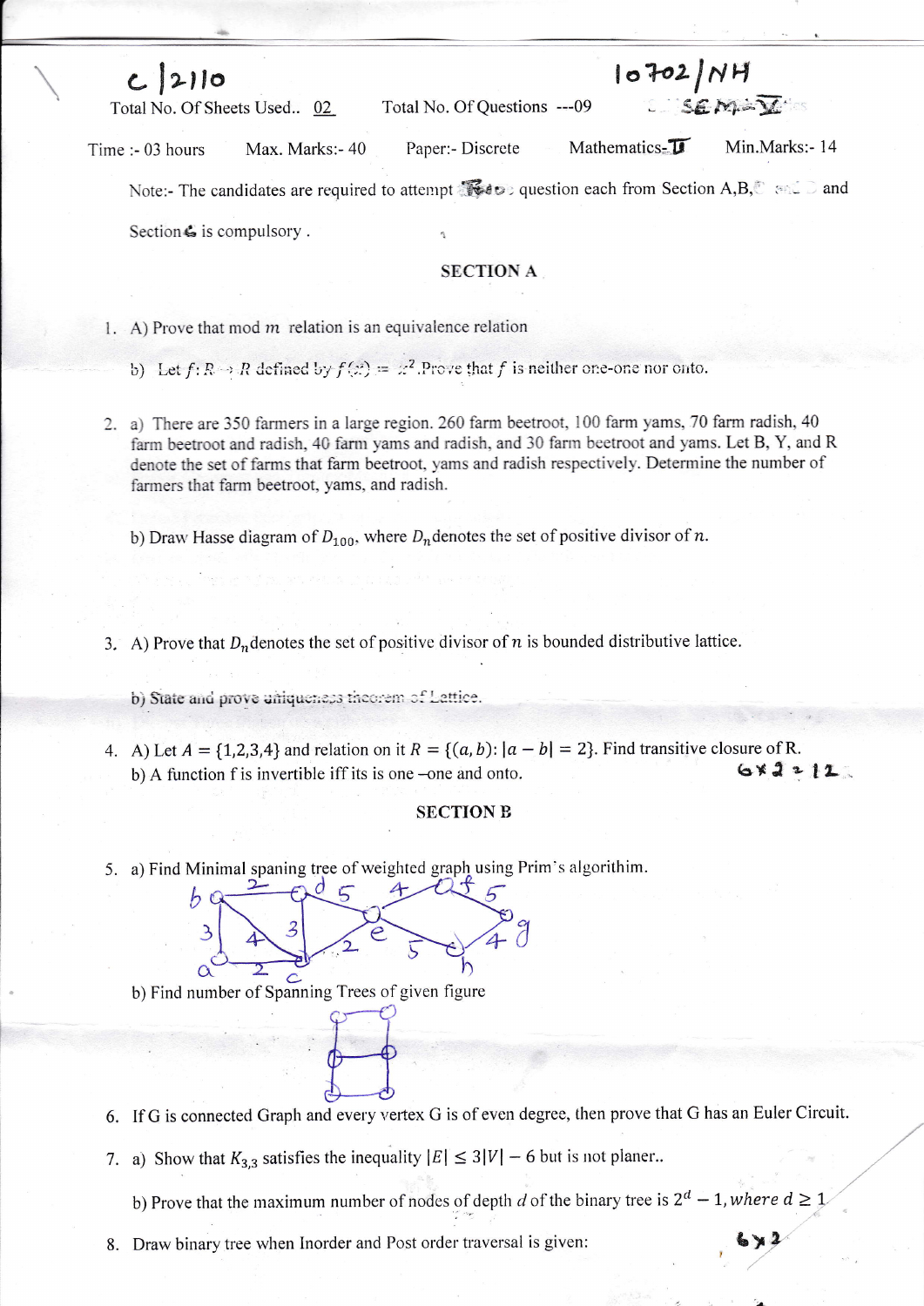c|2110 10702/NH

Total No. Of Sheets Used.. 02 Total No. Of Questions ---09 SEM-V

Time :- 03 hours Max. Marks:- 40 Paper:- Discrete Mathematics-II Min.Marks:- 14

Note:- The candidates are required to attempt Two question each from Section A,B, and Section C is compulsory .

## SECTION A

1. A) Prove that mod $m$ relation is an equivalence relation

   b) Let $f: R \to R$ defined by $f(x) = x^2$. Prove that $f$ is neither one-one nor onto.

2. a) There are 350 farmers in a large region. 260 farm beetroot, 100 farm yams, 70 farm radish, 40 farm beetroot and radish, 40 farm yams and radish, and 30 farm beetroot and yams. Let B, Y, and R denote the set of farms that farm beetroot, yams and radish respectively. Determine the number of farmers that farm beetroot, yams, and radish.

   b) Draw Hasse diagram of $D_{100}$, where $D_n$ denotes the set of positive divisor of $n$.

3. A) Prove that $D_n$ denotes the set of positive divisor of $n$ is bounded distributive lattice.

   b) State and prove uniqueness theorem of Lattice.

4. A) Let $A = \{1,2,3,4\}$ and relation on it $R = \{(a,b): |a-b| = 2\}$. Find transitive closure of R.

   b) A function f is invertible iff its is one –one and onto.

   6×2=12

## SECTION B

5. a) Find Minimal spaning tree of weighted graph using Prim's algorithim.

   b) Find number of Spanning Trees of given figure

6. If G is connected Graph and every vertex G is of even degree, then prove that G has an Euler Circuit.

7. a) Show that $K_{3,3}$ satisfies the inequality $|E| \leq 3|V| - 6$ but is not planer..

   b) Prove that the maximum number of nodes of depth $d$ of the binary tree is $2^d - 1$, $where\ d \geq 1$

8. Draw binary tree when Inorder and Post order traversal is given:

   6×2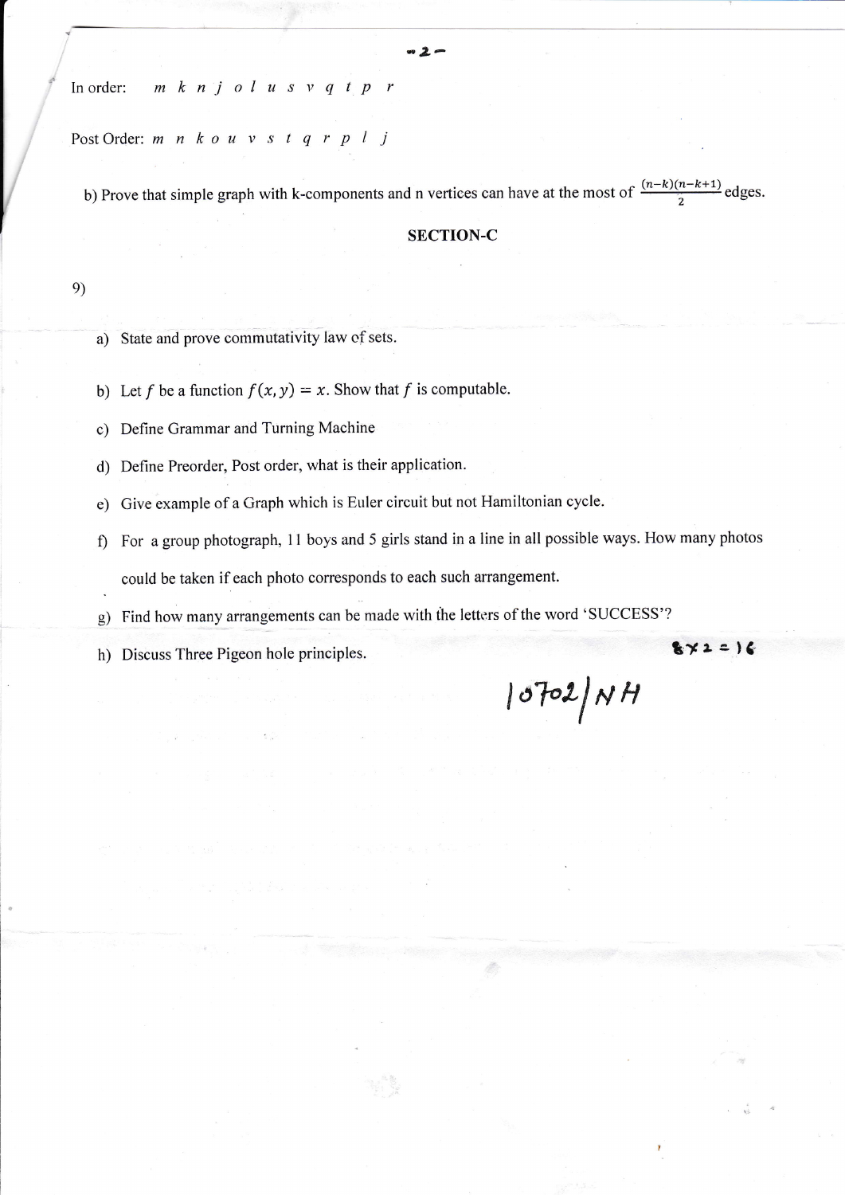In order: *m k n j o l u s v q t p r*

Post Order: *m n k o u v s t q r p l j*

b) Prove that simple graph with k-components and n vertices can have at the most of $\frac{(n-k)(n-k+1)}{2}$ edges.

## SECTION-C

9)

a) State and prove commutativity law of sets.

b) Let $f$ be a function $f(x, y) = x$. Show that $f$ is computable.

c) Define Grammar and Turning Machine

d) Define Preorder, Post order, what is their application.

e) Give example of a Graph which is Euler circuit but not Hamiltonian cycle.

f) For a group photograph, 11 boys and 5 girls stand in a line in all possible ways. How many photos could be taken if each photo corresponds to each such arrangement.

g) Find how many arrangements can be made with the letters of the word 'SUCCESS'?

h) Discuss Three Pigeon hole principles.

$8 \times 2 = 16$

10702/NH